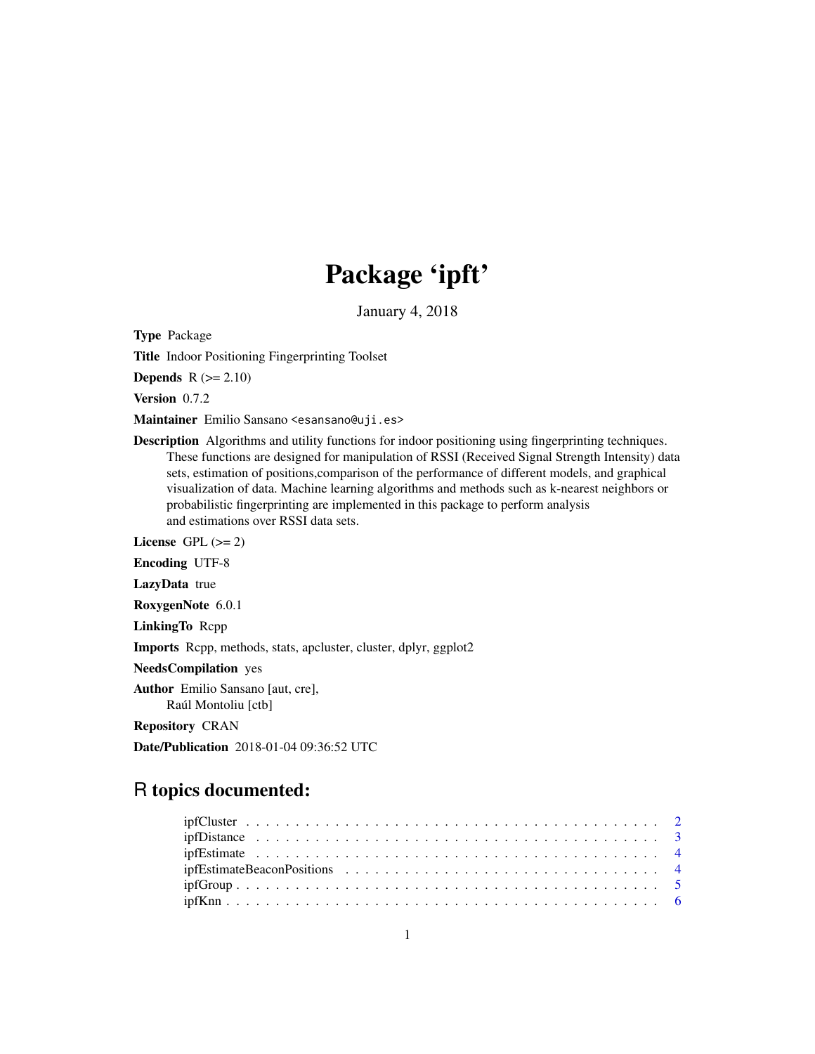# Package 'ipft'

January 4, 2018

**Type** Package

**Title** Indoor Positioning Fingerprinting Toolset

**Depends** R (>= 2.10)

**Version** 0.7.2

**Maintainer** Emilio Sansano <esansano@uji.es>

**Description** Algorithms and utility functions for indoor positioning using fingerprinting techniques. These functions are designed for manipulation of RSSI (Received Signal Strength Intensity) data sets, estimation of positions,comparison of the performance of different models, and graphical visualization of data. Machine learning algorithms and methods such as k-nearest neighbors or probabilistic fingerprinting are implemented in this package to perform analysis and estimations over RSSI data sets.

**License** GPL (>= 2)

**Encoding** UTF-8

**LazyData** true

**RoxygenNote** 6.0.1

**LinkingTo** Rcpp

**Imports** Rcpp, methods, stats, apcluster, cluster, dplyr, ggplot2

**NeedsCompilation** yes

**Author** Emilio Sansano [aut, cre],
Raúl Montoliu [ctb]

**Repository** CRAN

**Date/Publication** 2018-01-04 09:36:52 UTC

## R topics documented:

- ipfCluster . . . . . . . . . . . . . . . . . . . . . . . . . . . . . . . . . . . . . . . . . 2
- ipfDistance . . . . . . . . . . . . . . . . . . . . . . . . . . . . . . . . . . . . . . . . 3
- ipfEstimate . . . . . . . . . . . . . . . . . . . . . . . . . . . . . . . . . . . . . . . . 4
- ipfEstimateBeaconPositions . . . . . . . . . . . . . . . . . . . . . . . . . . . . . . . 4
- ipfGroup . . . . . . . . . . . . . . . . . . . . . . . . . . . . . . . . . . . . . . . . . 5
- ipfKnn . . . . . . . . . . . . . . . . . . . . . . . . . . . . . . . . . . . . . . . . . . 6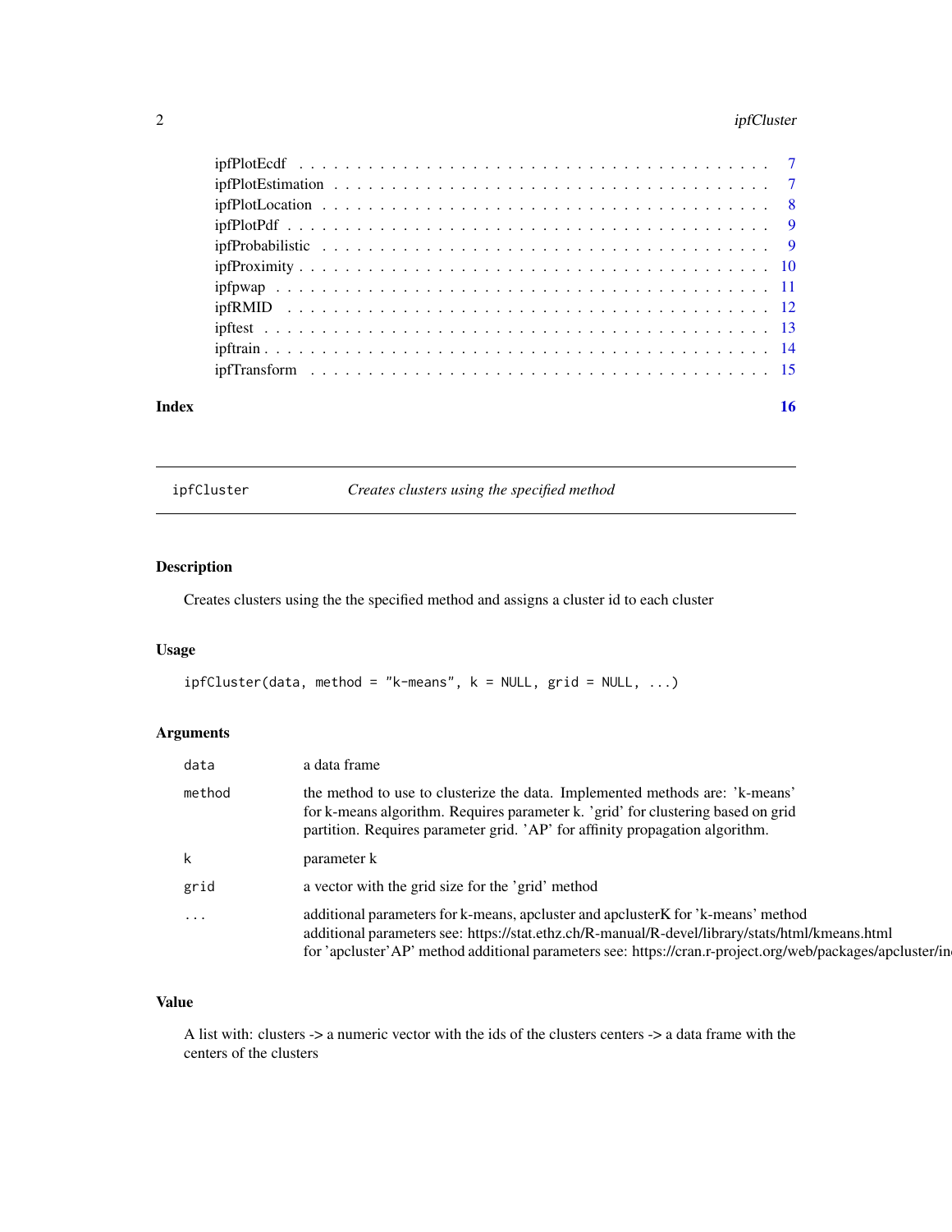ipfPlotEcdf . . . . . . . . . . . . . . . . . . . . . . . . . . . . . . . . . . . . . . 7
ipfPlotEstimation . . . . . . . . . . . . . . . . . . . . . . . . . . . . . . . . . . . 7
ipfPlotLocation . . . . . . . . . . . . . . . . . . . . . . . . . . . . . . . . . . . . . 8
ipfPlotPdf . . . . . . . . . . . . . . . . . . . . . . . . . . . . . . . . . . . . . . . 9
ipfProbabilistic . . . . . . . . . . . . . . . . . . . . . . . . . . . . . . . . . . . . 9
ipfProximity . . . . . . . . . . . . . . . . . . . . . . . . . . . . . . . . . . . . . . 10
ipfpwap . . . . . . . . . . . . . . . . . . . . . . . . . . . . . . . . . . . . . . . . 11
ipfRMID . . . . . . . . . . . . . . . . . . . . . . . . . . . . . . . . . . . . . . . . 12
ipftest . . . . . . . . . . . . . . . . . . . . . . . . . . . . . . . . . . . . . . . . 13
ipftrain . . . . . . . . . . . . . . . . . . . . . . . . . . . . . . . . . . . . . . . . 14
ipfTransform . . . . . . . . . . . . . . . . . . . . . . . . . . . . . . . . . . . . . . 15

**Index** **16**

---

## ipfCluster — *Creates clusters using the specified method*

---

### Description

Creates clusters using the the specified method and assigns a cluster id to each cluster

### Usage

```
ipfCluster(data, method = "k-means", k = NULL, grid = NULL, ...)
```

### Arguments

| | |
|---|---|
| `data` | a data frame |
| `method` | the method to use to clusterize the data. Implemented methods are: 'k-means' for k-means algorithm. Requires parameter k. 'grid' for clustering based on grid partition. Requires parameter grid. 'AP' for affinity propagation algorithm. |
| `k` | parameter k |
| `grid` | a vector with the grid size for the 'grid' method |
| `...` | additional parameters for k-means, apcluster and apclusterK for 'k-means' method additional parameters see: https://stat.ethz.ch/R-manual/R-devel/library/stats/html/kmeans.html for 'apcluster'AP' method additional parameters see: https://cran.r-project.org/web/packages/apcluster/in |

### Value

A list with: clusters -> a numeric vector with the ids of the clusters centers -> a data frame with the centers of the clusters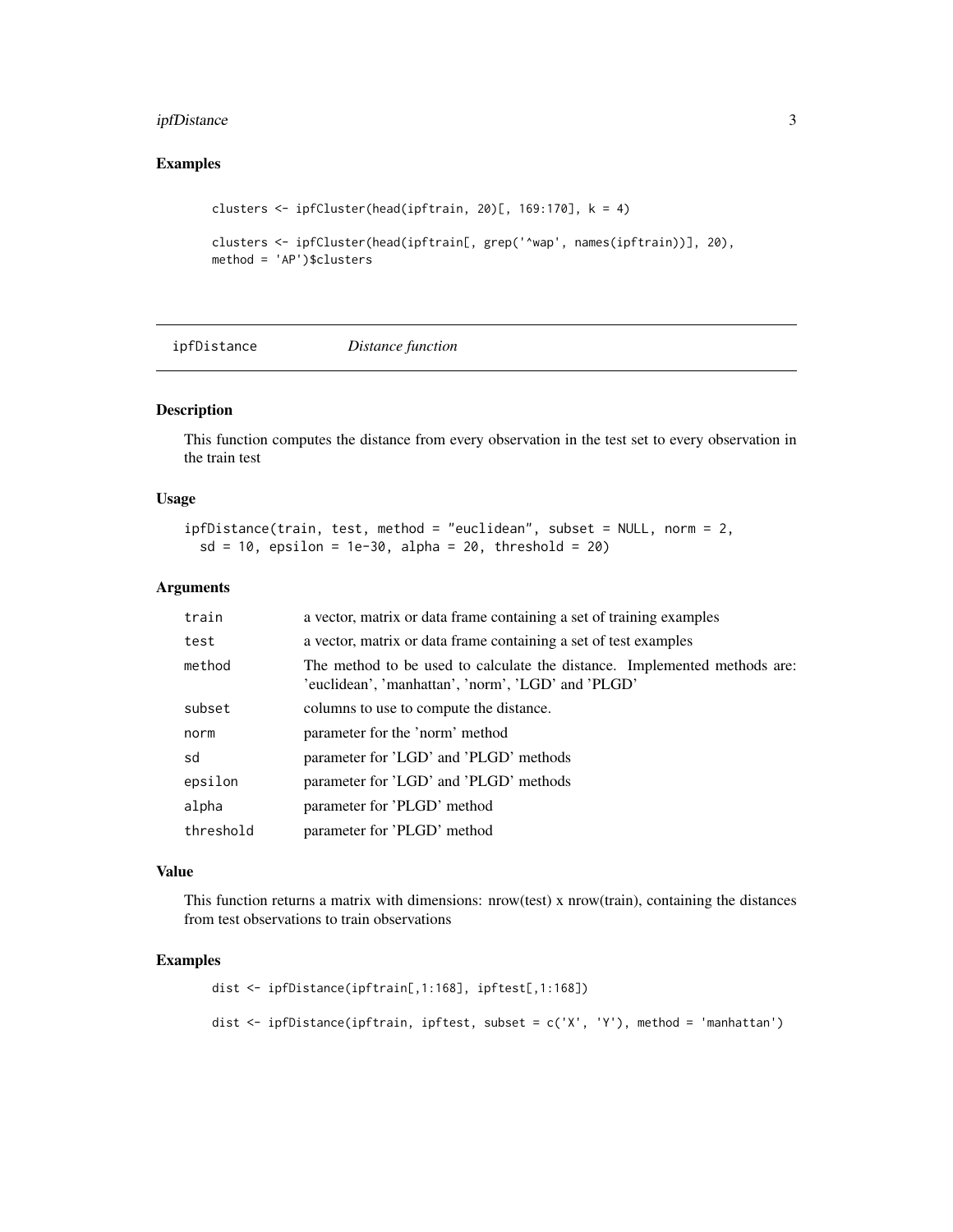## Examples

```
clusters <- ipfCluster(head(ipftrain, 20)[, 169:170], k = 4)

clusters <- ipfCluster(head(ipftrain[, grep('^wap', names(ipftrain))], 20),
method = 'AP')$clusters
```

---

## ipfDistance *Distance function*

---

### Description

This function computes the distance from every observation in the test set to every observation in the train test

### Usage

```
ipfDistance(train, test, method = "euclidean", subset = NULL, norm = 2,
  sd = 10, epsilon = 1e-30, alpha = 20, threshold = 20)
```

### Arguments

| | |
|---|---|
| train | a vector, matrix or data frame containing a set of training examples |
| test | a vector, matrix or data frame containing a set of test examples |
| method | The method to be used to calculate the distance. Implemented methods are: 'euclidean', 'manhattan', 'norm', 'LGD' and 'PLGD' |
| subset | columns to use to compute the distance. |
| norm | parameter for the 'norm' method |
| sd | parameter for 'LGD' and 'PLGD' methods |
| epsilon | parameter for 'LGD' and 'PLGD' methods |
| alpha | parameter for 'PLGD' method |
| threshold | parameter for 'PLGD' method |

### Value

This function returns a matrix with dimensions: nrow(test) x nrow(train), containing the distances from test observations to train observations

### Examples

```
dist <- ipfDistance(ipftrain[,1:168], ipftest[,1:168])

dist <- ipfDistance(ipftrain, ipftest, subset = c('X', 'Y'), method = 'manhattan')
```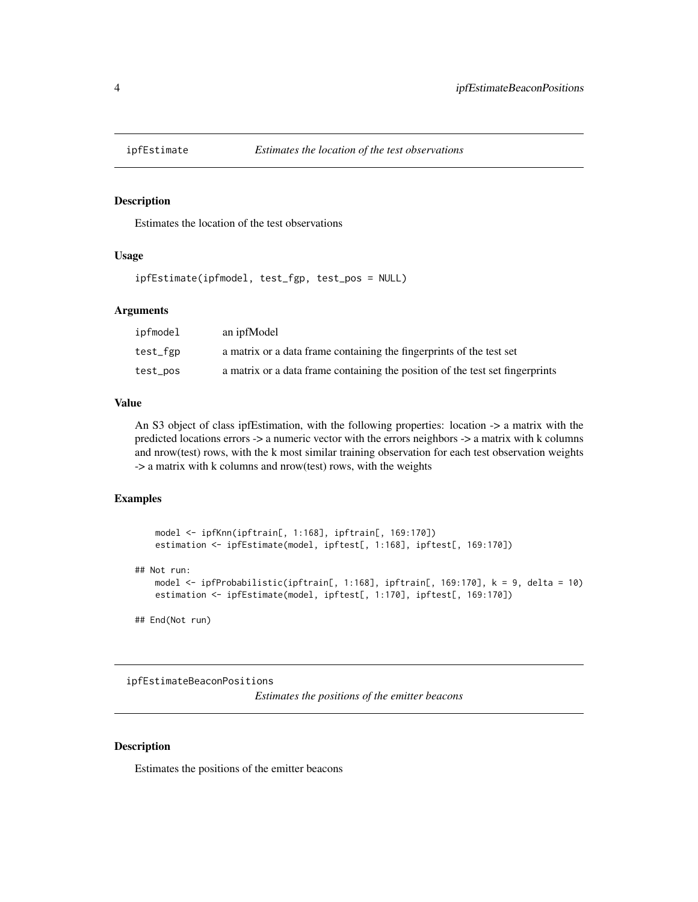## ipfEstimate — *Estimates the location of the test observations*

### Description

Estimates the location of the test observations

### Usage

```
ipfEstimate(ipfmodel, test_fgp, test_pos = NULL)
```

### Arguments

| | |
|---|---|
| ipfmodel | an ipfModel |
| test_fgp | a matrix or a data frame containing the fingerprints of the test set |
| test_pos | a matrix or a data frame containing the position of the test set fingerprints |

### Value

An S3 object of class ipfEstimation, with the following properties: location -> a matrix with the predicted locations errors -> a numeric vector with the errors neighbors -> a matrix with k columns and nrow(test) rows, with the k most similar training observation for each test observation weights -> a matrix with k columns and nrow(test) rows, with the weights

### Examples

```
    model <- ipfKnn(ipftrain[, 1:168], ipftrain[, 169:170])
    estimation <- ipfEstimate(model, ipftest[, 1:168], ipftest[, 169:170])

## Not run:
    model <- ipfProbabilistic(ipftrain[, 1:168], ipftrain[, 169:170], k = 9, delta = 10)
    estimation <- ipfEstimate(model, ipftest[, 1:170], ipftest[, 169:170])

## End(Not run)
```

## ipfEstimateBeaconPositions — *Estimates the positions of the emitter beacons*

### Description

Estimates the positions of the emitter beacons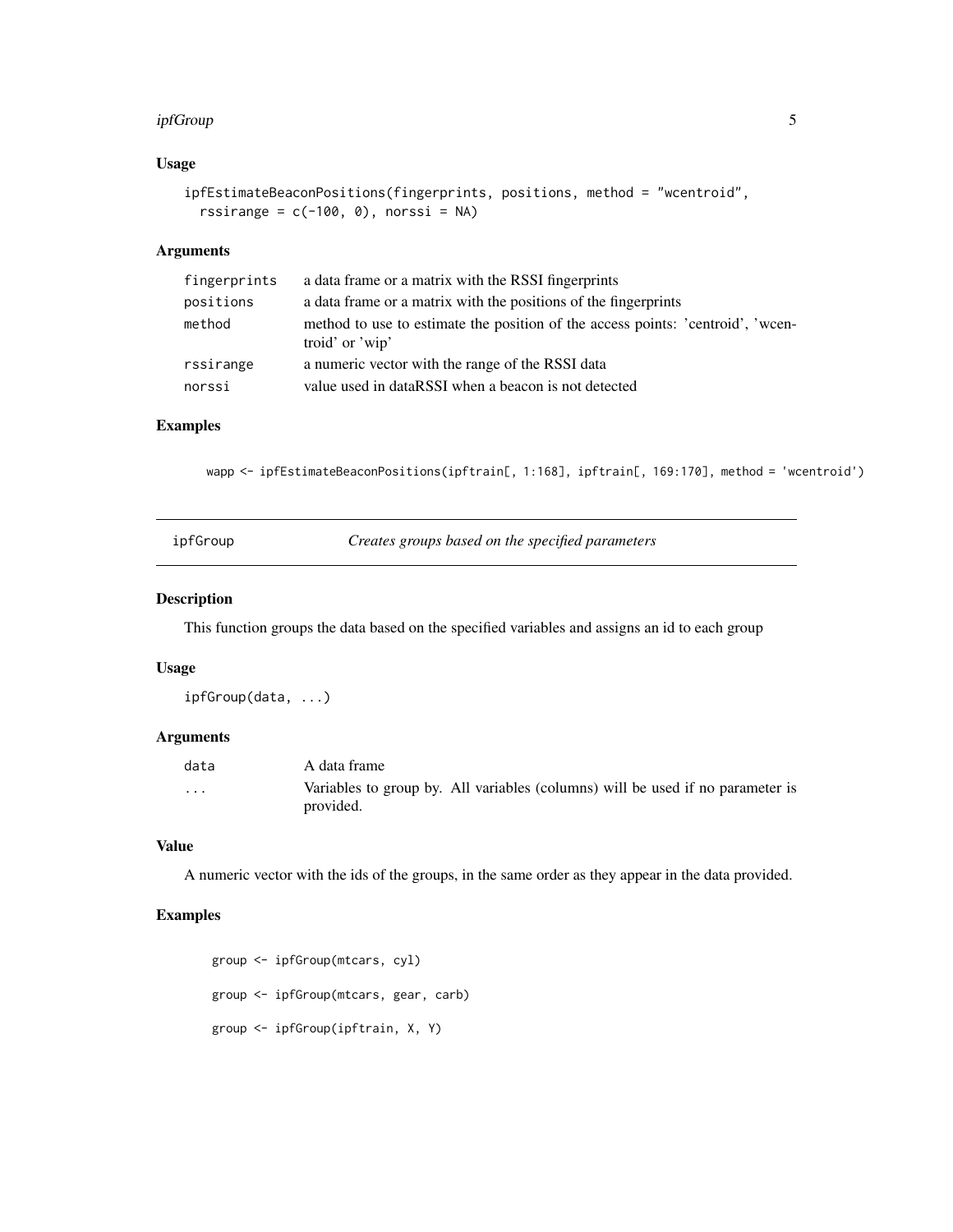### Usage

```
ipfEstimateBeaconPositions(fingerprints, positions, method = "wcentroid",
  rssirange = c(-100, 0), norssi = NA)
```

### Arguments

| | |
|---|---|
| fingerprints | a data frame or a matrix with the RSSI fingerprints |
| positions | a data frame or a matrix with the positions of the fingerprints |
| method | method to use to estimate the position of the access points: 'centroid', 'wcentroid' or 'wip' |
| rssirange | a numeric vector with the range of the RSSI data |
| norssi | value used in dataRSSI when a beacon is not detected |

### Examples

```
wapp <- ipfEstimateBeaconPositions(ipftrain[, 1:168], ipftrain[, 169:170], method = 'wcentroid')
```

## ipfGroup — *Creates groups based on the specified parameters*

### Description

This function groups the data based on the specified variables and assigns an id to each group

### Usage

```
ipfGroup(data, ...)
```

### Arguments

| | |
|---|---|
| data | A data frame |
| ... | Variables to group by. All variables (columns) will be used if no parameter is provided. |

### Value

A numeric vector with the ids of the groups, in the same order as they appear in the data provided.

### Examples

```
group <- ipfGroup(mtcars, cyl)

group <- ipfGroup(mtcars, gear, carb)

group <- ipfGroup(ipftrain, X, Y)
```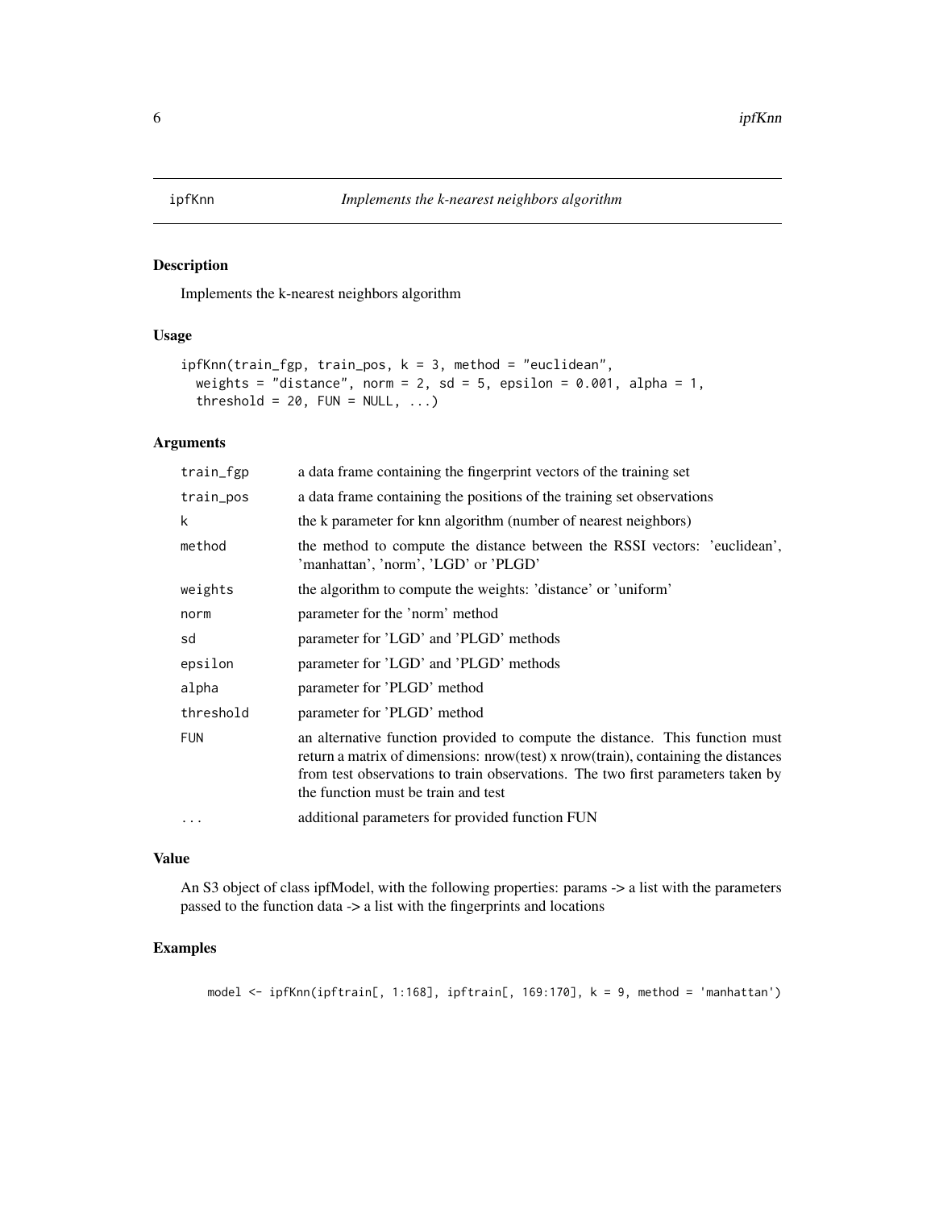# ipfKnn — *Implements the k-nearest neighbors algorithm*

## Description

Implements the k-nearest neighbors algorithm

## Usage

```
ipfKnn(train_fgp, train_pos, k = 3, method = "euclidean",
  weights = "distance", norm = 2, sd = 5, epsilon = 0.001, alpha = 1,
  threshold = 20, FUN = NULL, ...)
```

## Arguments

| | |
|---|---|
| train_fgp | a data frame containing the fingerprint vectors of the training set |
| train_pos | a data frame containing the positions of the training set observations |
| k | the k parameter for knn algorithm (number of nearest neighbors) |
| method | the method to compute the distance between the RSSI vectors: 'euclidean', 'manhattan', 'norm', 'LGD' or 'PLGD' |
| weights | the algorithm to compute the weights: 'distance' or 'uniform' |
| norm | parameter for the 'norm' method |
| sd | parameter for 'LGD' and 'PLGD' methods |
| epsilon | parameter for 'LGD' and 'PLGD' methods |
| alpha | parameter for 'PLGD' method |
| threshold | parameter for 'PLGD' method |
| FUN | an alternative function provided to compute the distance. This function must return a matrix of dimensions: nrow(test) x nrow(train), containing the distances from test observations to train observations. The two first parameters taken by the function must be train and test |
| ... | additional parameters for provided function FUN |

## Value

An S3 object of class ipfModel, with the following properties: params -> a list with the parameters passed to the function data -> a list with the fingerprints and locations

## Examples

```
model <- ipfKnn(ipftrain[, 1:168], ipftrain[, 169:170], k = 9, method = 'manhattan')
```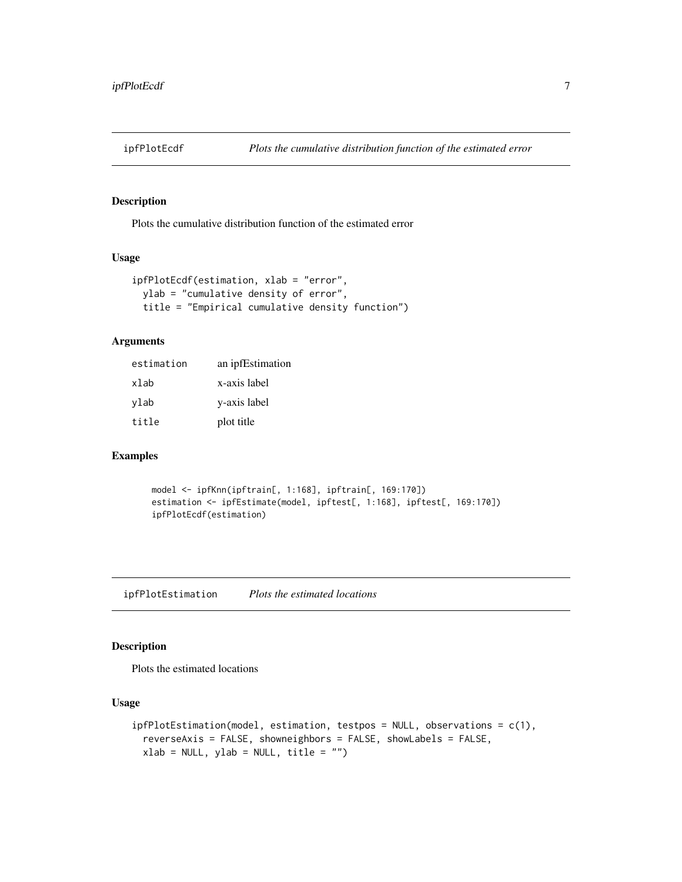## ipfPlotEcdf — *Plots the cumulative distribution function of the estimated error*

### Description

Plots the cumulative distribution function of the estimated error

### Usage

```
ipfPlotEcdf(estimation, xlab = "error",
  ylab = "cumulative density of error",
  title = "Empirical cumulative density function")
```

### Arguments

| | |
|---|---|
| `estimation` | an ipfEstimation |
| `xlab` | x-axis label |
| `ylab` | y-axis label |
| `title` | plot title |

### Examples

```
model <- ipfKnn(ipftrain[, 1:168], ipftrain[, 169:170])
estimation <- ipfEstimate(model, ipftest[, 1:168], ipftest[, 169:170])
ipfPlotEcdf(estimation)
```

## ipfPlotEstimation — *Plots the estimated locations*

### Description

Plots the estimated locations

### Usage

```
ipfPlotEstimation(model, estimation, testpos = NULL, observations = c(1),
  reverseAxis = FALSE, showneighbors = FALSE, showLabels = FALSE,
  xlab = NULL, ylab = NULL, title = "")
```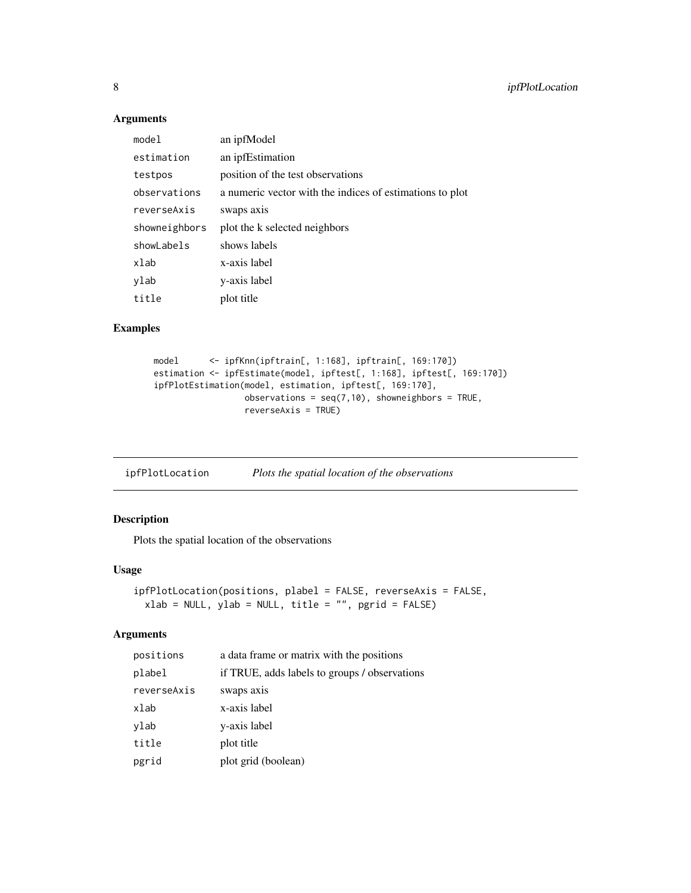### Arguments

| | |
|---|---|
| `model` | an ipfModel |
| `estimation` | an ipfEstimation |
| `testpos` | position of the test observations |
| `observations` | a numeric vector with the indices of estimations to plot |
| `reverseAxis` | swaps axis |
| `showneighbors` | plot the k selected neighbors |
| `showLabels` | shows labels |
| `xlab` | x-axis label |
| `ylab` | y-axis label |
| `title` | plot title |

### Examples

```
model      <- ipfKnn(ipftrain[, 1:168], ipftrain[, 169:170])
estimation <- ipfEstimate(model, ipftest[, 1:168], ipftest[, 169:170])
ipfPlotEstimation(model, estimation, ipftest[, 169:170],
                  observations = seq(7,10), showneighbors = TRUE,
                  reverseAxis = TRUE)
```

## `ipfPlotLocation` *Plots the spatial location of the observations*

### Description

Plots the spatial location of the observations

### Usage

```
ipfPlotLocation(positions, plabel = FALSE, reverseAxis = FALSE,
  xlab = NULL, ylab = NULL, title = "", pgrid = FALSE)
```

### Arguments

| | |
|---|---|
| `positions` | a data frame or matrix with the positions |
| `plabel` | if TRUE, adds labels to groups / observations |
| `reverseAxis` | swaps axis |
| `xlab` | x-axis label |
| `ylab` | y-axis label |
| `title` | plot title |
| `pgrid` | plot grid (boolean) |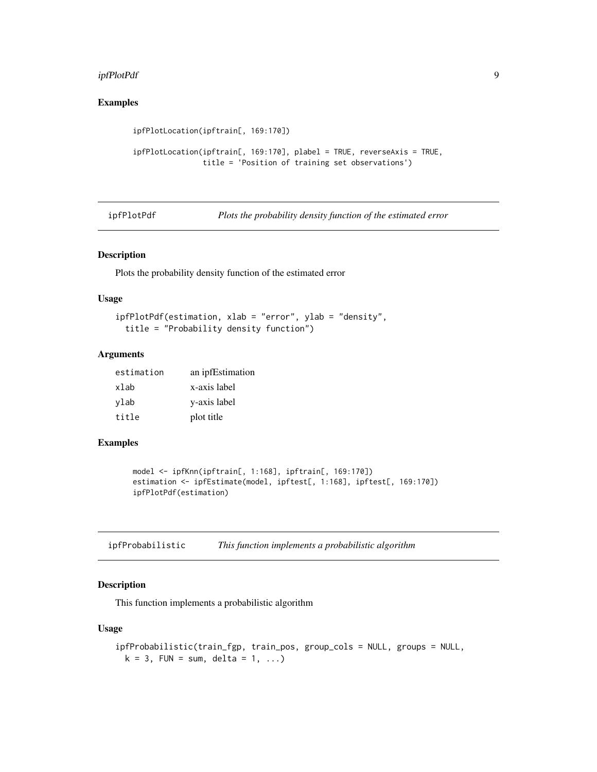### Examples

```
ipfPlotLocation(ipftrain[, 169:170])

ipfPlotLocation(ipftrain[, 169:170], plabel = TRUE, reverseAxis = TRUE,
                title = 'Position of training set observations')
```

## ipfPlotPdf — *Plots the probability density function of the estimated error*

### Description

Plots the probability density function of the estimated error

### Usage

```
ipfPlotPdf(estimation, xlab = "error", ylab = "density",
  title = "Probability density function")
```

### Arguments

| | |
|---|---|
| estimation | an ipfEstimation |
| xlab | x-axis label |
| ylab | y-axis label |
| title | plot title |

### Examples

```
model <- ipfKnn(ipftrain[, 1:168], ipftrain[, 169:170])
estimation <- ipfEstimate(model, ipftest[, 1:168], ipftest[, 169:170])
ipfPlotPdf(estimation)
```

## ipfProbabilistic — *This function implements a probabilistic algorithm*

### Description

This function implements a probabilistic algorithm

### Usage

```
ipfProbabilistic(train_fgp, train_pos, group_cols = NULL, groups = NULL,
  k = 3, FUN = sum, delta = 1, ...)
```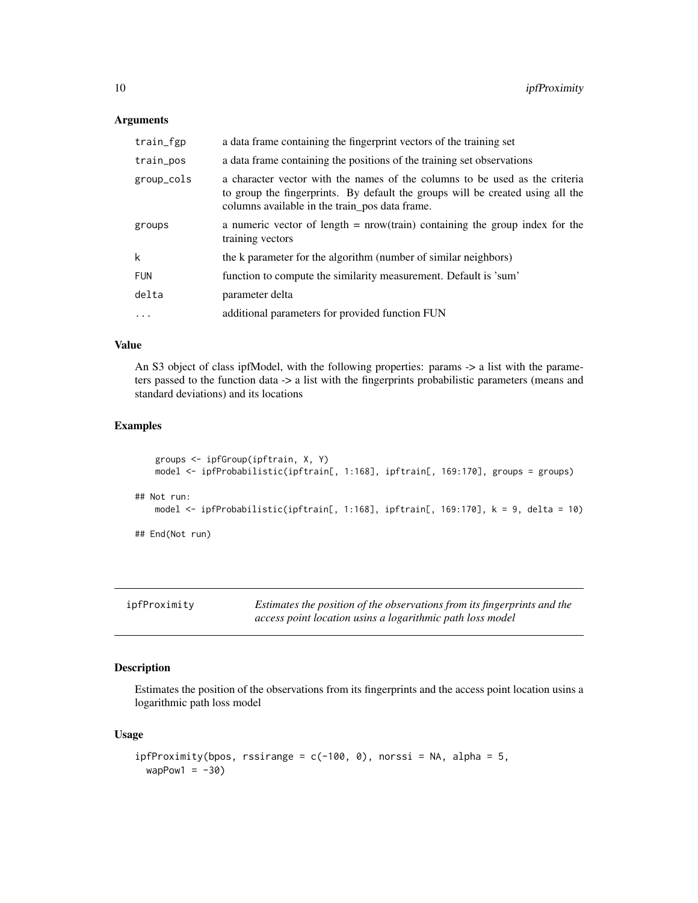### Arguments

| | |
|---|---|
| train_fgp | a data frame containing the fingerprint vectors of the training set |
| train_pos | a data frame containing the positions of the training set observations |
| group_cols | a character vector with the names of the columns to be used as the criteria to group the fingerprints. By default the groups will be created using all the columns available in the train_pos data frame. |
| groups | a numeric vector of length = nrow(train) containing the group index for the training vectors |
| k | the k parameter for the algorithm (number of similar neighbors) |
| FUN | function to compute the similarity measurement. Default is 'sum' |
| delta | parameter delta |
| ... | additional parameters for provided function FUN |

### Value

An S3 object of class ipfModel, with the following properties: params -> a list with the parameters passed to the function data -> a list with the fingerprints probabilistic parameters (means and standard deviations) and its locations

### Examples

```
    groups <- ipfGroup(ipftrain, X, Y)
    model <- ipfProbabilistic(ipftrain[, 1:168], ipftrain[, 169:170], groups = groups)

## Not run:
    model <- ipfProbabilistic(ipftrain[, 1:168], ipftrain[, 169:170], k = 9, delta = 10)

## End(Not run)
```

---

## ipfProximity

*Estimates the position of the observations from its fingerprints and the access point location usins a logarithmic path loss model*

---

### Description

Estimates the position of the observations from its fingerprints and the access point location usins a logarithmic path loss model

### Usage

```
ipfProximity(bpos, rssirange = c(-100, 0), norssi = NA, alpha = 5,
  wapPow1 = -30)
```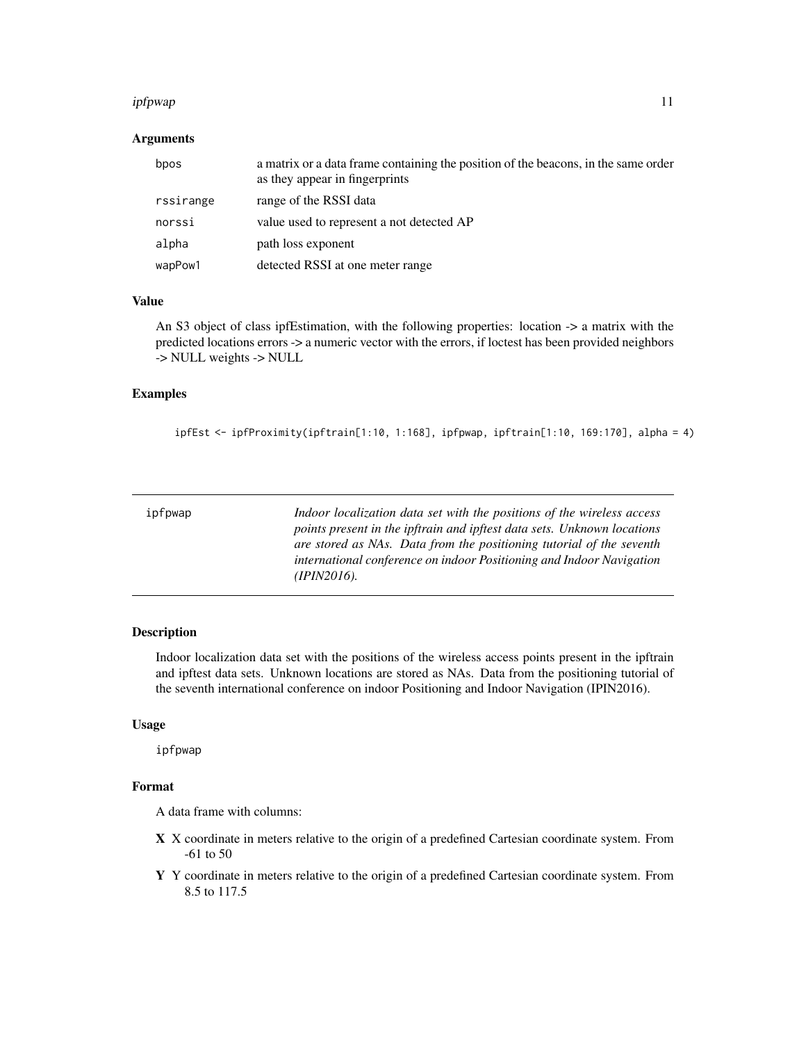### Arguments

| | |
|---|---|
| bpos | a matrix or a data frame containing the position of the beacons, in the same order as they appear in fingerprints |
| rssirange | range of the RSSI data |
| norssi | value used to represent a not detected AP |
| alpha | path loss exponent |
| wapPow1 | detected RSSI at one meter range |

### Value

An S3 object of class ipfEstimation, with the following properties: location -> a matrix with the predicted locations errors -> a numeric vector with the errors, if loctest has been provided neighbors -> NULL weights -> NULL

### Examples

```
ipfEst <- ipfProximity(ipftrain[1:10, 1:168], ipfpwap, ipftrain[1:10, 169:170], alpha = 4)
```

---

## ipfpwap

*Indoor localization data set with the positions of the wireless access points present in the ipftrain and ipftest data sets. Unknown locations are stored as NAs. Data from the positioning tutorial of the seventh international conference on indoor Positioning and Indoor Navigation (IPIN2016).*

---

### Description

Indoor localization data set with the positions of the wireless access points present in the ipftrain and ipftest data sets. Unknown locations are stored as NAs. Data from the positioning tutorial of the seventh international conference on indoor Positioning and Indoor Navigation (IPIN2016).

### Usage

```
ipfpwap
```

### Format

A data frame with columns:

- **X** X coordinate in meters relative to the origin of a predefined Cartesian coordinate system. From -61 to 50
- **Y** Y coordinate in meters relative to the origin of a predefined Cartesian coordinate system. From 8.5 to 117.5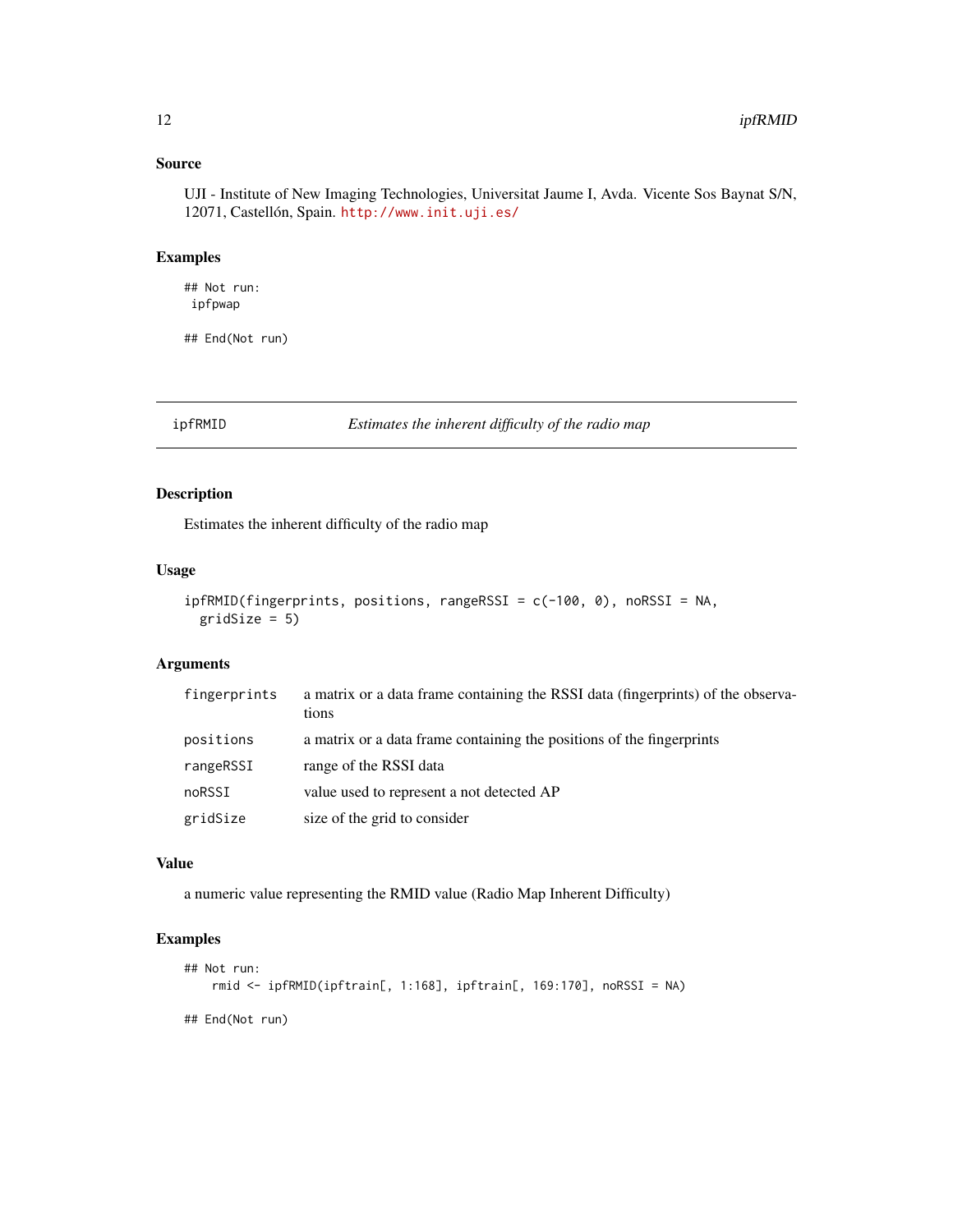## Source

UJI - Institute of New Imaging Technologies, Universitat Jaume I, Avda. Vicente Sos Baynat S/N, 12071, Castellón, Spain. http://www.init.uji.es/

## Examples

```
## Not run:
 ipfpwap

## End(Not run)
```

---

# ipfRMID *Estimates the inherent difficulty of the radio map*

---

## Description

Estimates the inherent difficulty of the radio map

## Usage

```
ipfRMID(fingerprints, positions, rangeRSSI = c(-100, 0), noRSSI = NA,
  gridSize = 5)
```

## Arguments

| | |
|---|---|
| `fingerprints` | a matrix or a data frame containing the RSSI data (fingerprints) of the observations |
| `positions` | a matrix or a data frame containing the positions of the fingerprints |
| `rangeRSSI` | range of the RSSI data |
| `noRSSI` | value used to represent a not detected AP |
| `gridSize` | size of the grid to consider |

## Value

a numeric value representing the RMID value (Radio Map Inherent Difficulty)

## Examples

```
## Not run:
    rmid <- ipfRMID(ipftrain[, 1:168], ipftrain[, 169:170], noRSSI = NA)

## End(Not run)
```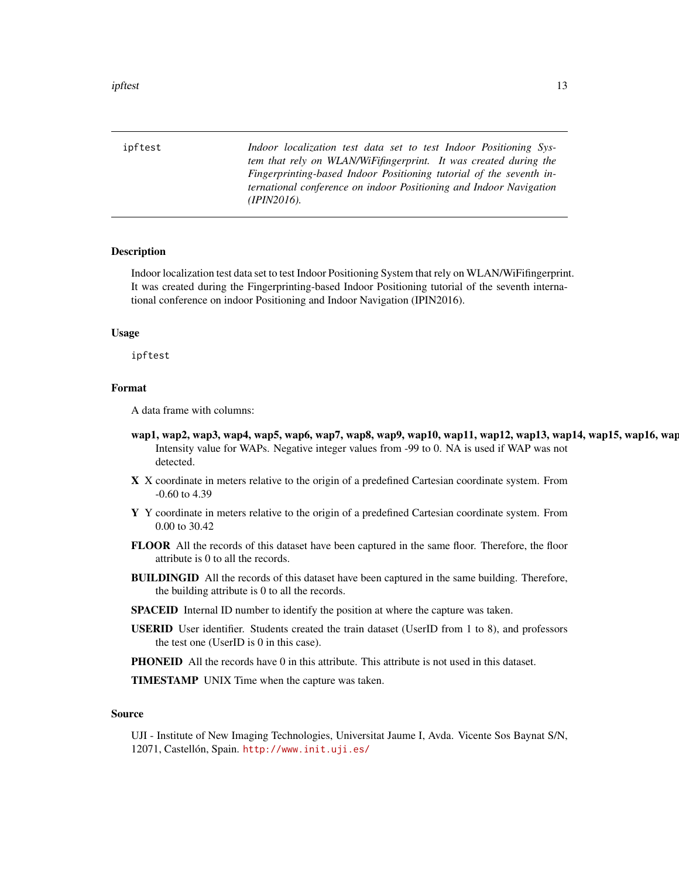ipftest — *Indoor localization test data set to test Indoor Positioning System that rely on WLAN/WiFifingerprint. It was created during the Fingerprinting-based Indoor Positioning tutorial of the seventh international conference on indoor Positioning and Indoor Navigation (IPIN2016).*

## Description

Indoor localization test data set to test Indoor Positioning System that rely on WLAN/WiFifingerprint. It was created during the Fingerprinting-based Indoor Positioning tutorial of the seventh international conference on indoor Positioning and Indoor Navigation (IPIN2016).

## Usage

```
ipftest
```

## Format

A data frame with columns:

**wap1, wap2, wap3, wap4, wap5, wap6, wap7, wap8, wap9, wap10, wap11, wap12, wap13, wap14, wap15, wap16, wap** Intensity value for WAPs. Negative integer values from -99 to 0. NA is used if WAP was not detected.

**X** X coordinate in meters relative to the origin of a predefined Cartesian coordinate system. From -0.60 to 4.39

**Y** Y coordinate in meters relative to the origin of a predefined Cartesian coordinate system. From 0.00 to 30.42

**FLOOR** All the records of this dataset have been captured in the same floor. Therefore, the floor attribute is 0 to all the records.

**BUILDINGID** All the records of this dataset have been captured in the same building. Therefore, the building attribute is 0 to all the records.

**SPACEID** Internal ID number to identify the position at where the capture was taken.

**USERID** User identifier. Students created the train dataset (UserID from 1 to 8), and professors the test one (UserID is 0 in this case).

**PHONEID** All the records have 0 in this attribute. This attribute is not used in this dataset.

**TIMESTAMP** UNIX Time when the capture was taken.

## Source

UJI - Institute of New Imaging Technologies, Universitat Jaume I, Avda. Vicente Sos Baynat S/N, 12071, Castellón, Spain. http://www.init.uji.es/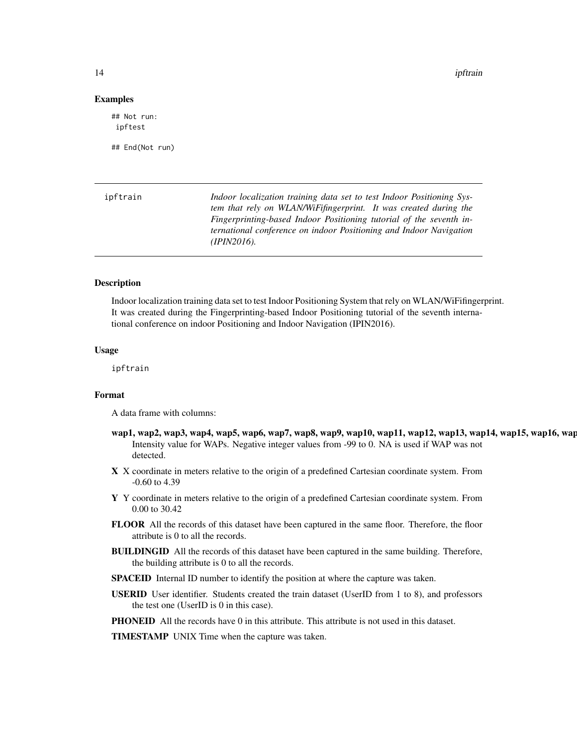## Examples

```
## Not run:
 ipftest

## End(Not run)
```

---

ipftrain *Indoor localization training data set to test Indoor Positioning System that rely on WLAN/WiFifingerprint. It was created during the Fingerprinting-based Indoor Positioning tutorial of the seventh international conference on indoor Positioning and Indoor Navigation (IPIN2016).*

---

## Description

Indoor localization training data set to test Indoor Positioning System that rely on WLAN/WiFifingerprint. It was created during the Fingerprinting-based Indoor Positioning tutorial of the seventh international conference on indoor Positioning and Indoor Navigation (IPIN2016).

## Usage

```
ipftrain
```

## Format

A data frame with columns:

- **wap1, wap2, wap3, wap4, wap5, wap6, wap7, wap8, wap9, wap10, wap11, wap12, wap13, wap14, wap15, wap16, wap** Intensity value for WAPs. Negative integer values from -99 to 0. NA is used if WAP was not detected.
- **X** X coordinate in meters relative to the origin of a predefined Cartesian coordinate system. From -0.60 to 4.39
- **Y** Y coordinate in meters relative to the origin of a predefined Cartesian coordinate system. From 0.00 to 30.42
- **FLOOR** All the records of this dataset have been captured in the same floor. Therefore, the floor attribute is 0 to all the records.
- **BUILDINGID** All the records of this dataset have been captured in the same building. Therefore, the building attribute is 0 to all the records.
- **SPACEID** Internal ID number to identify the position at where the capture was taken.
- **USERID** User identifier. Students created the train dataset (UserID from 1 to 8), and professors the test one (UserID is 0 in this case).
- **PHONEID** All the records have 0 in this attribute. This attribute is not used in this dataset.
- **TIMESTAMP** UNIX Time when the capture was taken.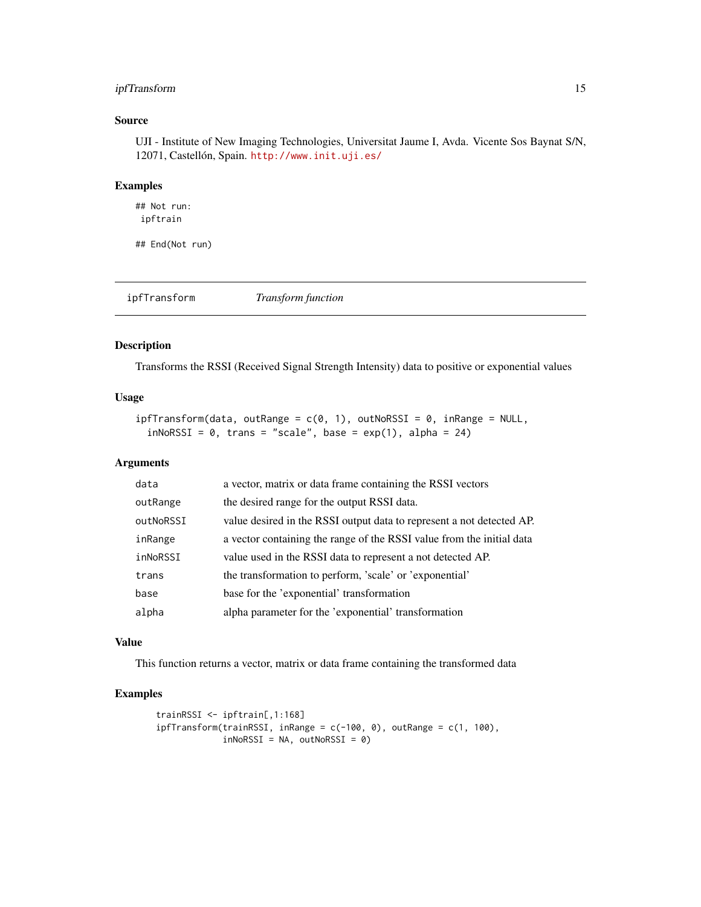## Source

UJI - Institute of New Imaging Technologies, Universitat Jaume I, Avda. Vicente Sos Baynat S/N, 12071, Castellón, Spain. http://www.init.uji.es/

## Examples

```
## Not run:
 ipftrain

## End(Not run)
```

---

# ipfTransform *Transform function*

---

## Description

Transforms the RSSI (Received Signal Strength Intensity) data to positive or exponential values

## Usage

```
ipfTransform(data, outRange = c(0, 1), outNoRSSI = 0, inRange = NULL,
  inNoRSSI = 0, trans = "scale", base = exp(1), alpha = 24)
```

## Arguments

| | |
|---|---|
| `data` | a vector, matrix or data frame containing the RSSI vectors |
| `outRange` | the desired range for the output RSSI data. |
| `outNoRSSI` | value desired in the RSSI output data to represent a not detected AP. |
| `inRange` | a vector containing the range of the RSSI value from the initial data |
| `inNoRSSI` | value used in the RSSI data to represent a not detected AP. |
| `trans` | the transformation to perform, 'scale' or 'exponential' |
| `base` | base for the 'exponential' transformation |
| `alpha` | alpha parameter for the 'exponential' transformation |

## Value

This function returns a vector, matrix or data frame containing the transformed data

## Examples

```
trainRSSI <- ipftrain[,1:168]
ipfTransform(trainRSSI, inRange = c(-100, 0), outRange = c(1, 100),
             inNoRSSI = NA, outNoRSSI = 0)
```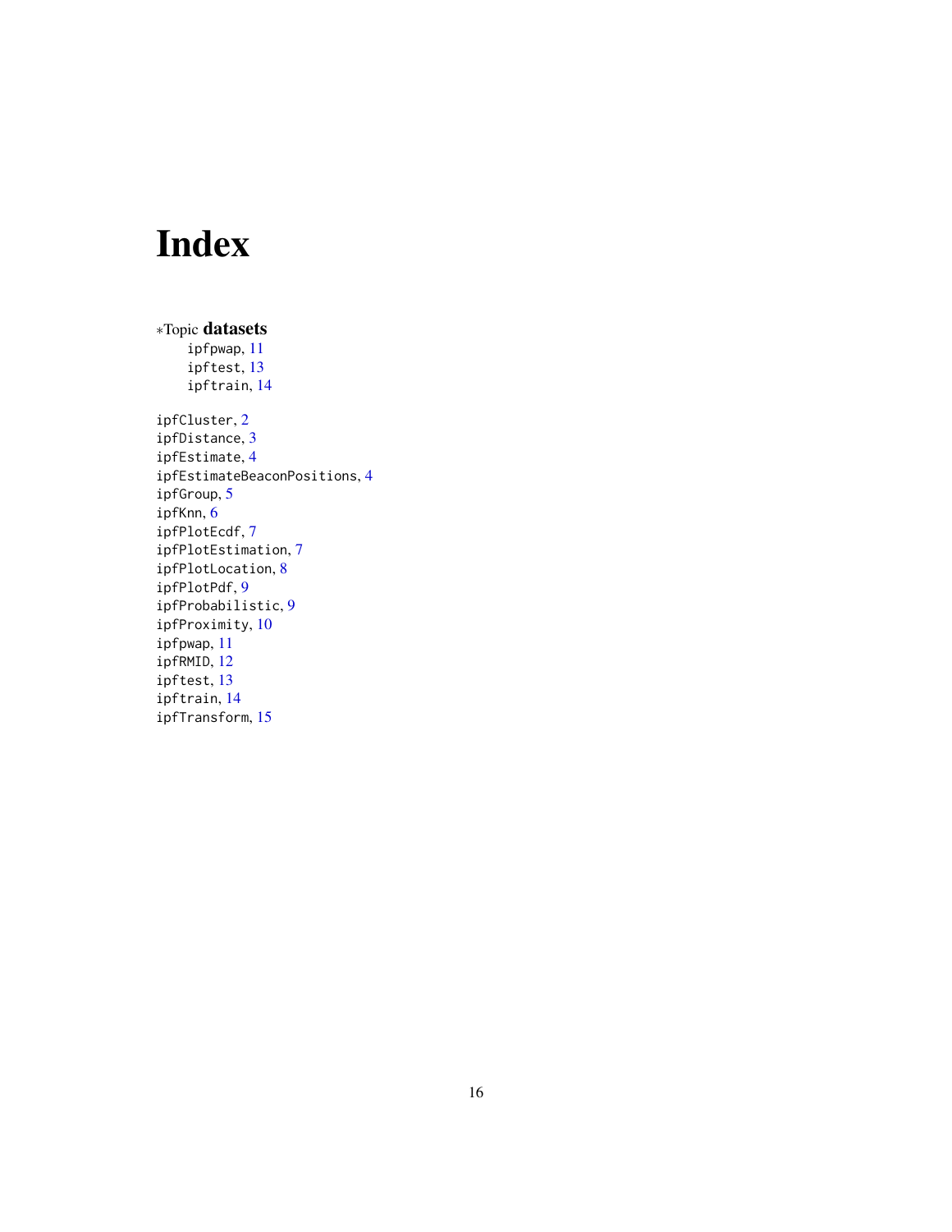# Index

*Topic **datasets**
- ipfpwap, 11
- ipftest, 13
- ipftrain, 14

ipfCluster, 2
ipfDistance, 3
ipfEstimate, 4
ipfEstimateBeaconPositions, 4
ipfGroup, 5
ipfKnn, 6
ipfPlotEcdf, 7
ipfPlotEstimation, 7
ipfPlotLocation, 8
ipfPlotPdf, 9
ipfProbabilistic, 9
ipfProximity, 10
ipfpwap, 11
ipfRMID, 12
ipftest, 13
ipftrain, 14
ipfTransform, 15